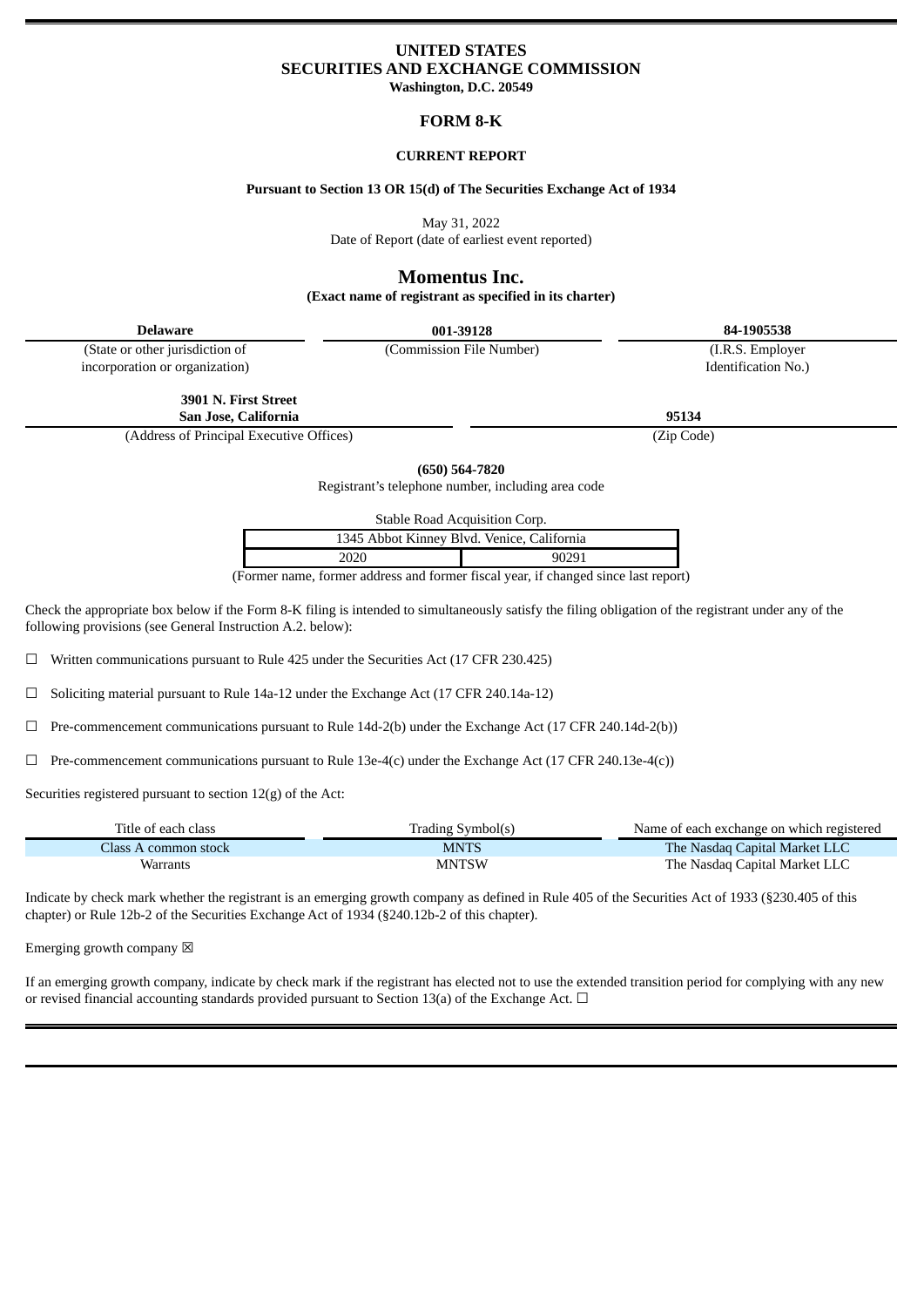# UNITED STATES
# SECURITIES AND EXCHANGE COMMISSION
**Washington, D.C. 20549**

## FORM 8-K

### CURRENT REPORT

**Pursuant to Section 13 OR 15(d) of The Securities Exchange Act of 1934**

May 31, 2022
Date of Report (date of earliest event reported)

## Momentus Inc.
**(Exact name of registrant as specified in its charter)**

| **Delaware** | **001-39128** | **84-1905538** |
|---|---|---|
| (State or other jurisdiction of incorporation or organization) | (Commission File Number) | (I.R.S. Employer Identification No.) |

| **3901 N. First Street San Jose, California** | **95134** |
|---|---|
| (Address of Principal Executive Offices) | (Zip Code) |

**(650) 564-7820**
Registrant's telephone number, including area code

Stable Road Acquisition Corp.

| 1345 Abbot Kinney Blvd. Venice, California | |
|---|---|
| 2020 | 90291 |

(Former name, former address and former fiscal year, if changed since last report)

Check the appropriate box below if the Form 8-K filing is intended to simultaneously satisfy the filing obligation of the registrant under any of the following provisions (see General Instruction A.2. below):

☐ Written communications pursuant to Rule 425 under the Securities Act (17 CFR 230.425)

☐ Soliciting material pursuant to Rule 14a-12 under the Exchange Act (17 CFR 240.14a-12)

☐ Pre-commencement communications pursuant to Rule 14d-2(b) under the Exchange Act (17 CFR 240.14d-2(b))

☐ Pre-commencement communications pursuant to Rule 13e-4(c) under the Exchange Act (17 CFR 240.13e-4(c))

Securities registered pursuant to section 12(g) of the Act:

| Title of each class | Trading Symbol(s) | Name of each exchange on which registered |
|---|---|---|
| Class A common stock | MNTS | The Nasdaq Capital Market LLC |
| Warrants | MNTSW | The Nasdaq Capital Market LLC |

Indicate by check mark whether the registrant is an emerging growth company as defined in Rule 405 of the Securities Act of 1933 (§230.405 of this chapter) or Rule 12b-2 of the Securities Exchange Act of 1934 (§240.12b-2 of this chapter).

Emerging growth company ☒

If an emerging growth company, indicate by check mark if the registrant has elected not to use the extended transition period for complying with any new or revised financial accounting standards provided pursuant to Section 13(a) of the Exchange Act. ☐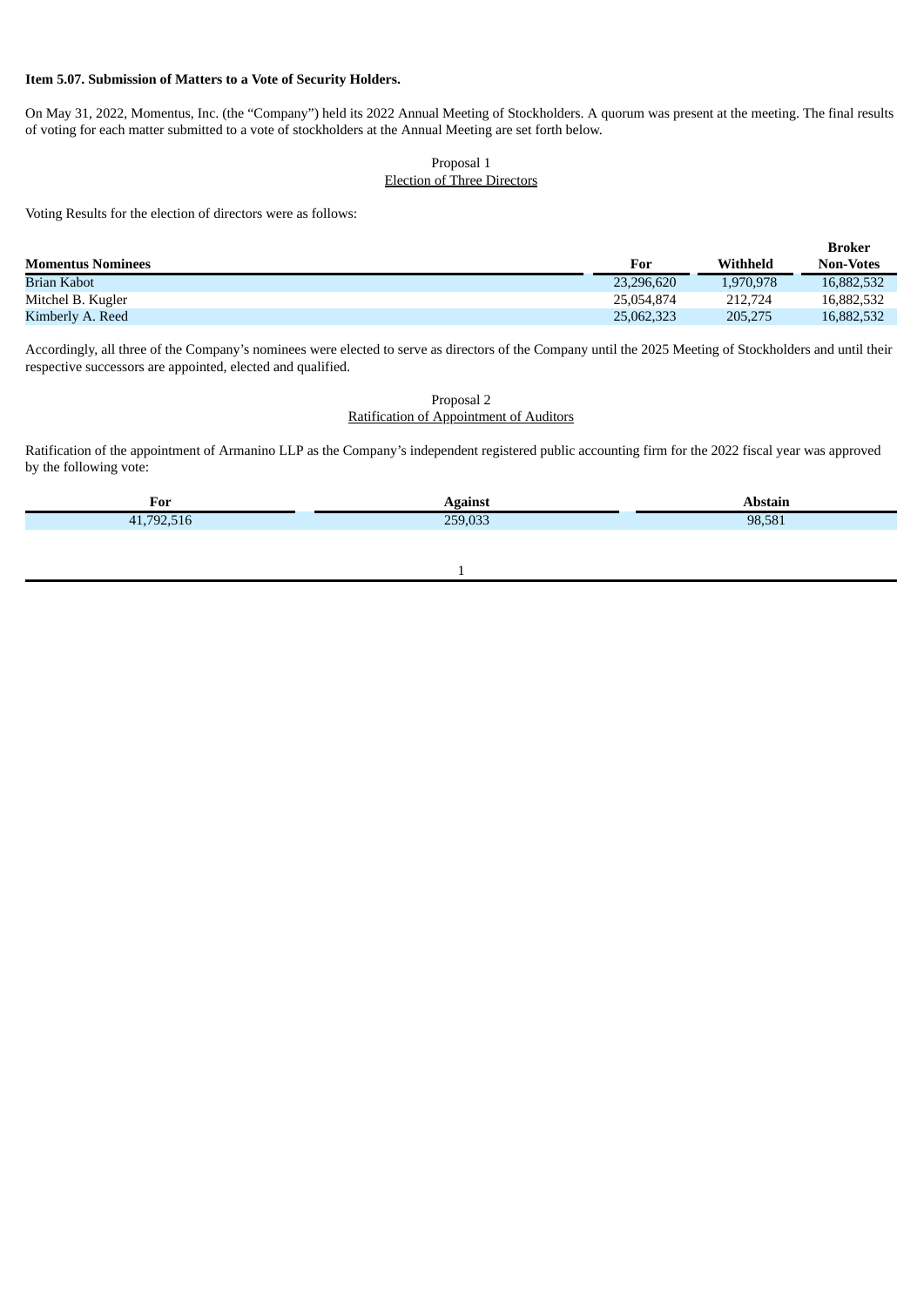**Item 5.07. Submission of Matters to a Vote of Security Holders.**

On May 31, 2022, Momentus, Inc. (the "Company") held its 2022 Annual Meeting of Stockholders. A quorum was present at the meeting. The final results of voting for each matter submitted to a vote of stockholders at the Annual Meeting are set forth below.

Proposal 1
Election of Three Directors

Voting Results for the election of directors were as follows:

| Momentus Nominees | For | Withheld | Broker Non-Votes |
|---|---|---|---|
| Brian Kabot | 23,296,620 | 1,970,978 | 16,882,532 |
| Mitchel B. Kugler | 25,054,874 | 212,724 | 16,882,532 |
| Kimberly A. Reed | 25,062,323 | 205,275 | 16,882,532 |

Accordingly, all three of the Company's nominees were elected to serve as directors of the Company until the 2025 Meeting of Stockholders and until their respective successors are appointed, elected and qualified.

Proposal 2
Ratification of Appointment of Auditors

Ratification of the appointment of Armanino LLP as the Company's independent registered public accounting firm for the 2022 fiscal year was approved by the following vote:

| For | Against | Abstain |
|---|---|---|
| 41,792,516 | 259,033 | 98,581 |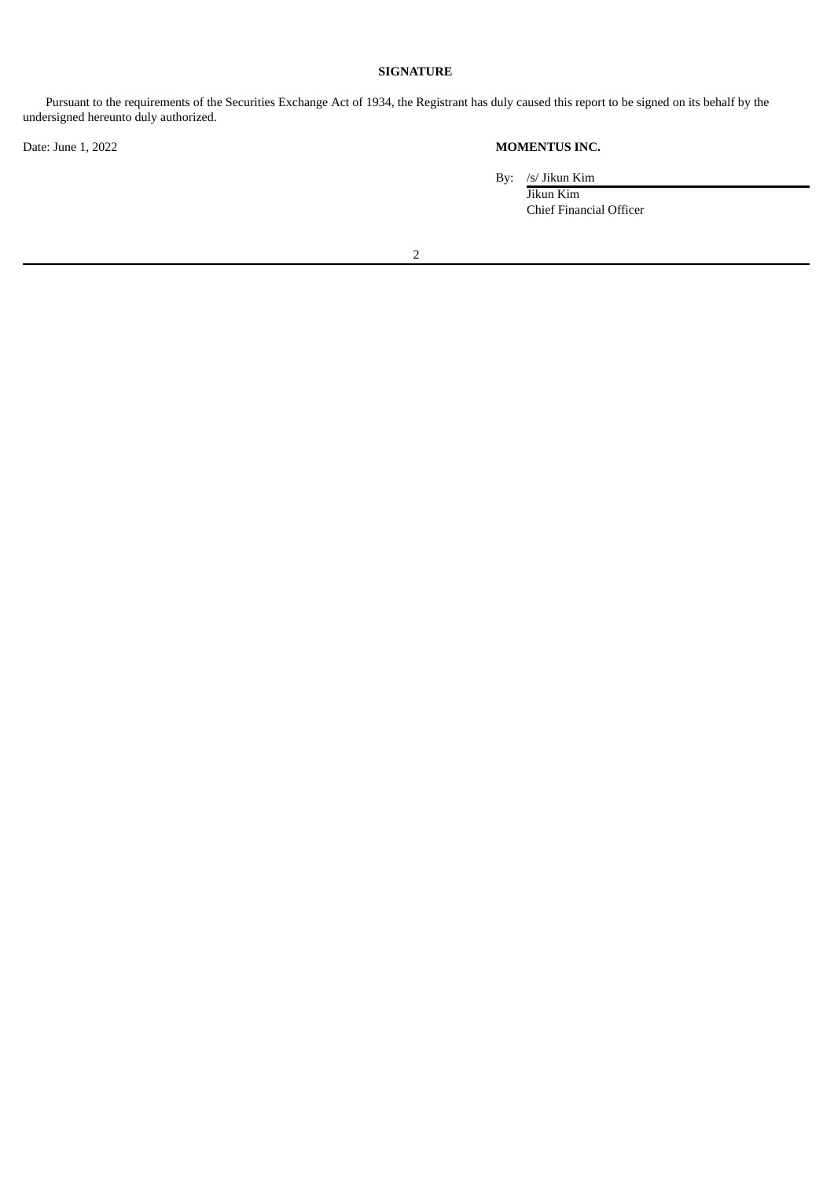**SIGNATURE**

Pursuant to the requirements of the Securities Exchange Act of 1934, the Registrant has duly caused this report to be signed on its behalf by the undersigned hereunto duly authorized.

Date: June 1, 2022

**MOMENTUS INC.**

By: /s/ Jikun Kim
Jikun Kim
Chief Financial Officer